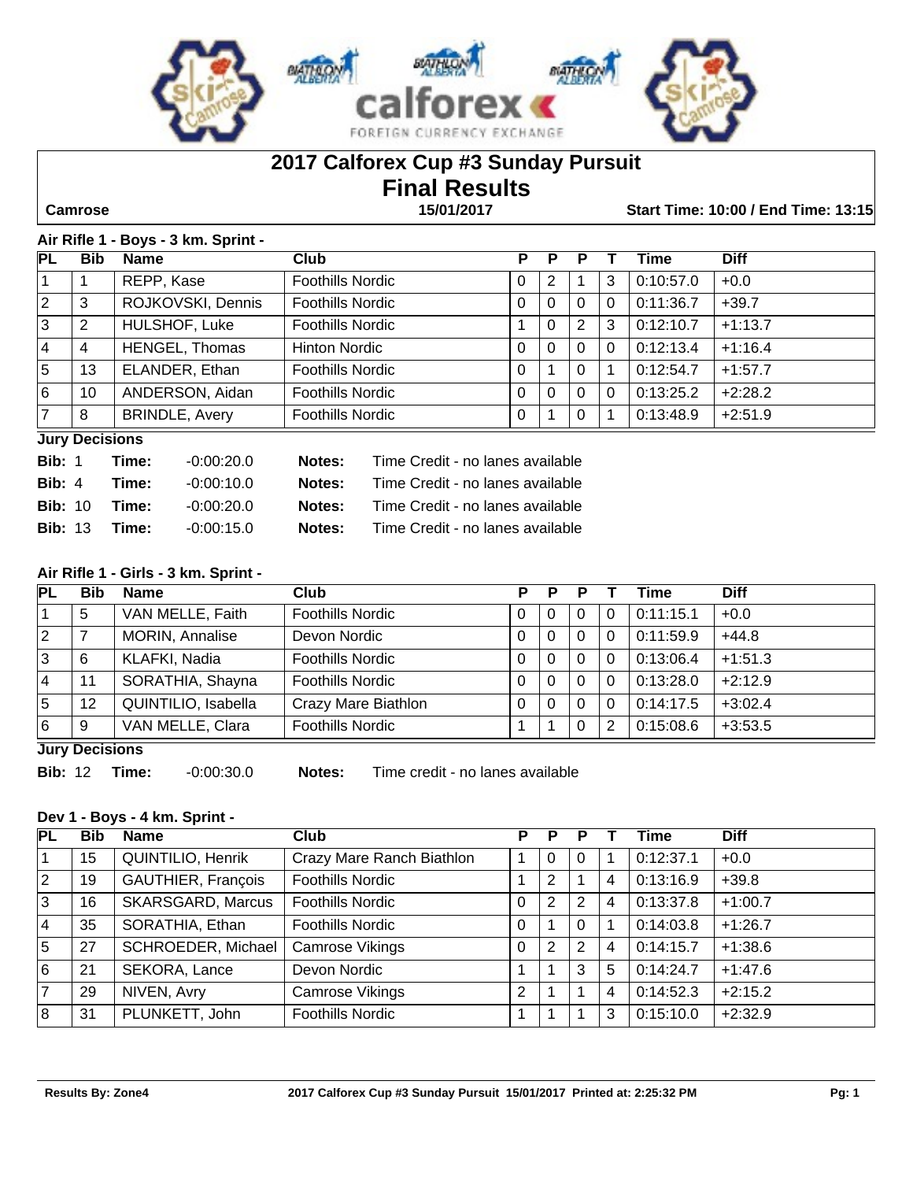# 2017 Calforex Cup #3 Sunday Pursuit
## Final Results

**Camrose** | **15/01/2017** | **Start Time: 10:00 / End Time: 13:15**

### Air Rifle 1 - Boys - 3 km. Sprint -

| PL | Bib | Name | Club | P | P | P | T | Time | Diff |
|---|---|---|---|---|---|---|---|---|---|
| 1 | 1 | REPP, Kase | Foothills Nordic | 0 | 2 | 1 | 3 | 0:10:57.0 | +0.0 |
| 2 | 3 | ROJKOVSKI, Dennis | Foothills Nordic | 0 | 0 | 0 | 0 | 0:11:36.7 | +39.7 |
| 3 | 2 | HULSHOF, Luke | Foothills Nordic | 1 | 0 | 2 | 3 | 0:12:10.7 | +1:13.7 |
| 4 | 4 | HENGEL, Thomas | Hinton Nordic | 0 | 0 | 0 | 0 | 0:12:13.4 | +1:16.4 |
| 5 | 13 | ELANDER, Ethan | Foothills Nordic | 0 | 1 | 0 | 1 | 0:12:54.7 | +1:57.7 |
| 6 | 10 | ANDERSON, Aidan | Foothills Nordic | 0 | 0 | 0 | 0 | 0:13:25.2 | +2:28.2 |
| 7 | 8 | BRINDLE, Avery | Foothills Nordic | 0 | 1 | 0 | 1 | 0:13:48.9 | +2:51.9 |

**Jury Decisions**

**Bib:** 1 **Time:** -0:00:20.0 **Notes:** Time Credit - no lanes available
**Bib:** 4 **Time:** -0:00:10.0 **Notes:** Time Credit - no lanes available
**Bib:** 10 **Time:** -0:00:20.0 **Notes:** Time Credit - no lanes available
**Bib:** 13 **Time:** -0:00:15.0 **Notes:** Time Credit - no lanes available

### Air Rifle 1 - Girls - 3 km. Sprint -

| PL | Bib | Name | Club | P | P | P | T | Time | Diff |
|---|---|---|---|---|---|---|---|---|---|
| 1 | 5 | VAN MELLE, Faith | Foothills Nordic | 0 | 0 | 0 | 0 | 0:11:15.1 | +0.0 |
| 2 | 7 | MORIN, Annalise | Devon Nordic | 0 | 0 | 0 | 0 | 0:11:59.9 | +44.8 |
| 3 | 6 | KLAFKI, Nadia | Foothills Nordic | 0 | 0 | 0 | 0 | 0:13:06.4 | +1:51.3 |
| 4 | 11 | SORATHIA, Shayna | Foothills Nordic | 0 | 0 | 0 | 0 | 0:13:28.0 | +2:12.9 |
| 5 | 12 | QUINTILIO, Isabella | Crazy Mare Biathlon | 0 | 0 | 0 | 0 | 0:14:17.5 | +3:02.4 |
| 6 | 9 | VAN MELLE, Clara | Foothills Nordic | 1 | 1 | 0 | 2 | 0:15:08.6 | +3:53.5 |

**Jury Decisions**

**Bib:** 12 **Time:** -0:00:30.0 **Notes:** Time credit - no lanes available

### Dev 1 - Boys - 4 km. Sprint -

| PL | Bib | Name | Club | P | P | P | T | Time | Diff |
|---|---|---|---|---|---|---|---|---|---|
| 1 | 15 | QUINTILIO, Henrik | Crazy Mare Ranch Biathlon | 1 | 0 | 0 | 1 | 0:12:37.1 | +0.0 |
| 2 | 19 | GAUTHIER, François | Foothills Nordic | 1 | 2 | 1 | 4 | 0:13:16.9 | +39.8 |
| 3 | 16 | SKARSGARD, Marcus | Foothills Nordic | 0 | 2 | 2 | 4 | 0:13:37.8 | +1:00.7 |
| 4 | 35 | SORATHIA, Ethan | Foothills Nordic | 0 | 1 | 0 | 1 | 0:14:03.8 | +1:26.7 |
| 5 | 27 | SCHROEDER, Michael | Camrose Vikings | 0 | 2 | 2 | 4 | 0:14:15.7 | +1:38.6 |
| 6 | 21 | SEKORA, Lance | Devon Nordic | 1 | 1 | 3 | 5 | 0:14:24.7 | +1:47.6 |
| 7 | 29 | NIVEN, Avry | Camrose Vikings | 2 | 1 | 1 | 4 | 0:14:52.3 | +2:15.2 |
| 8 | 31 | PLUNKETT, John | Foothills Nordic | 1 | 1 | 1 | 3 | 0:15:10.0 | +2:32.9 |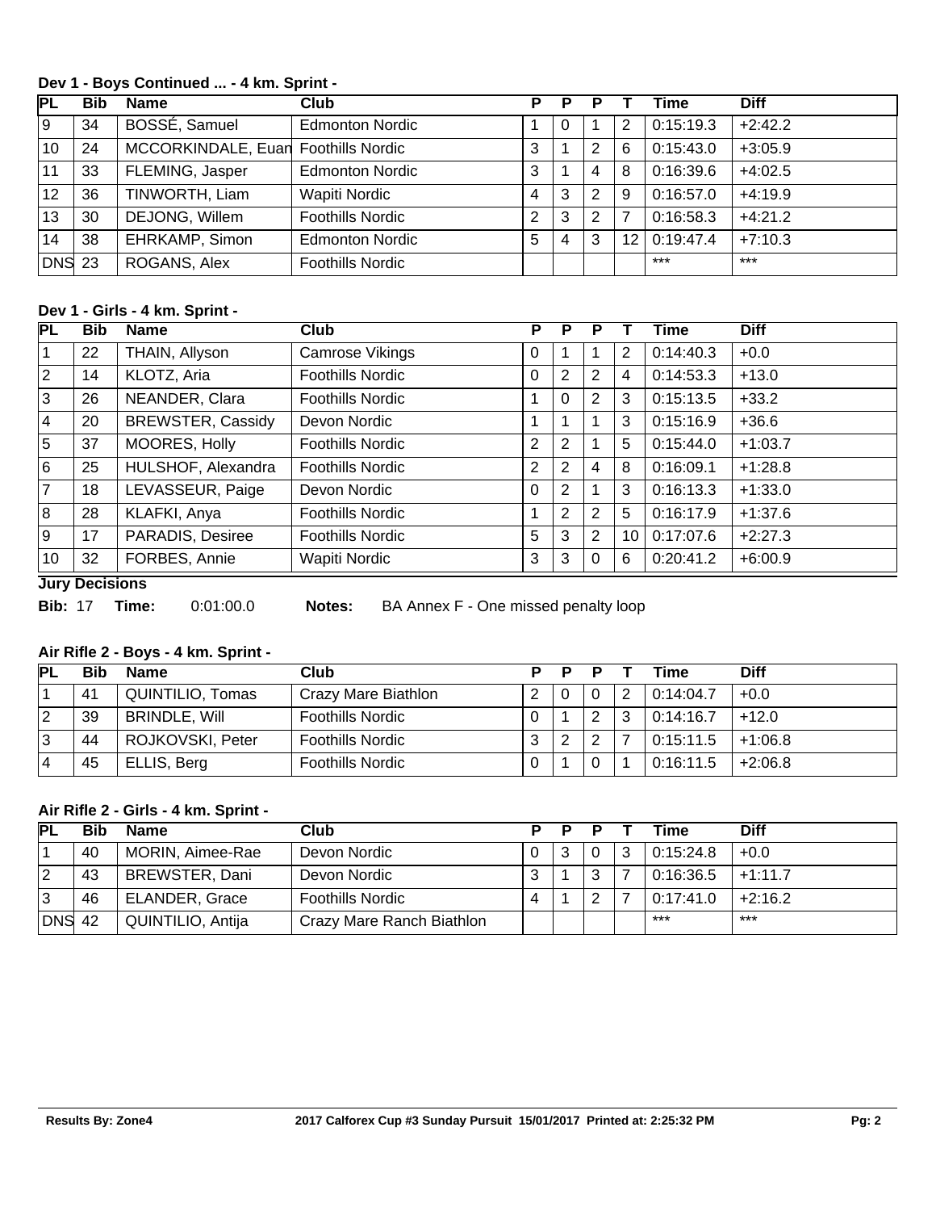### Dev 1 - Boys Continued ... - 4 km. Sprint -

| PL | Bib | Name | Club | P | P | P | T | Time | Diff |
|---|---|---|---|---|---|---|---|---|---|
| 9 | 34 | BOSSÉ, Samuel | Edmonton Nordic | 1 | 0 | 1 | 2 | 0:15:19.3 | +2:42.2 |
| 10 | 24 | MCCORKINDALE, Euan | Foothills Nordic | 3 | 1 | 2 | 6 | 0:15:43.0 | +3:05.9 |
| 11 | 33 | FLEMING, Jasper | Edmonton Nordic | 3 | 1 | 4 | 8 | 0:16:39.6 | +4:02.5 |
| 12 | 36 | TINWORTH, Liam | Wapiti Nordic | 4 | 3 | 2 | 9 | 0:16:57.0 | +4:19.9 |
| 13 | 30 | DEJONG, Willem | Foothills Nordic | 2 | 3 | 2 | 7 | 0:16:58.3 | +4:21.2 |
| 14 | 38 | EHRKAMP, Simon | Edmonton Nordic | 5 | 4 | 3 | 12 | 0:19:47.4 | +7:10.3 |
| DNS | 23 | ROGANS, Alex | Foothills Nordic | | | | | *** | *** |

### Dev 1 - Girls - 4 km. Sprint -

| PL | Bib | Name | Club | P | P | P | T | Time | Diff |
|---|---|---|---|---|---|---|---|---|---|
| 1 | 22 | THAIN, Allyson | Camrose Vikings | 0 | 1 | 1 | 2 | 0:14:40.3 | +0.0 |
| 2 | 14 | KLOTZ, Aria | Foothills Nordic | 0 | 2 | 2 | 4 | 0:14:53.3 | +13.0 |
| 3 | 26 | NEANDER, Clara | Foothills Nordic | 1 | 0 | 2 | 3 | 0:15:13.5 | +33.2 |
| 4 | 20 | BREWSTER, Cassidy | Devon Nordic | 1 | 1 | 1 | 3 | 0:15:16.9 | +36.6 |
| 5 | 37 | MOORES, Holly | Foothills Nordic | 2 | 2 | 1 | 5 | 0:15:44.0 | +1:03.7 |
| 6 | 25 | HULSHOF, Alexandra | Foothills Nordic | 2 | 2 | 4 | 8 | 0:16:09.1 | +1:28.8 |
| 7 | 18 | LEVASSEUR, Paige | Devon Nordic | 0 | 2 | 1 | 3 | 0:16:13.3 | +1:33.0 |
| 8 | 28 | KLAFKI, Anya | Foothills Nordic | 1 | 2 | 2 | 5 | 0:16:17.9 | +1:37.6 |
| 9 | 17 | PARADIS, Desiree | Foothills Nordic | 5 | 3 | 2 | 10 | 0:17:07.6 | +2:27.3 |
| 10 | 32 | FORBES, Annie | Wapiti Nordic | 3 | 3 | 0 | 6 | 0:20:41.2 | +6:00.9 |

**Jury Decisions**

**Bib:** 17 **Time:** 0:01:00.0 **Notes:** BA Annex F - One missed penalty loop

### Air Rifle 2 - Boys - 4 km. Sprint -

| PL | Bib | Name | Club | P | P | P | T | Time | Diff |
|---|---|---|---|---|---|---|---|---|---|
| 1 | 41 | QUINTILIO, Tomas | Crazy Mare Biathlon | 2 | 0 | 0 | 2 | 0:14:04.7 | +0.0 |
| 2 | 39 | BRINDLE, Will | Foothills Nordic | 0 | 1 | 2 | 3 | 0:14:16.7 | +12.0 |
| 3 | 44 | ROJKOVSKI, Peter | Foothills Nordic | 3 | 2 | 2 | 7 | 0:15:11.5 | +1:06.8 |
| 4 | 45 | ELLIS, Berg | Foothills Nordic | 0 | 1 | 0 | 1 | 0:16:11.5 | +2:06.8 |

### Air Rifle 2 - Girls - 4 km. Sprint -

| PL | Bib | Name | Club | P | P | P | T | Time | Diff |
|---|---|---|---|---|---|---|---|---|---|
| 1 | 40 | MORIN, Aimee-Rae | Devon Nordic | 0 | 3 | 0 | 3 | 0:15:24.8 | +0.0 |
| 2 | 43 | BREWSTER, Dani | Devon Nordic | 3 | 1 | 3 | 7 | 0:16:36.5 | +1:11.7 |
| 3 | 46 | ELANDER, Grace | Foothills Nordic | 4 | 1 | 2 | 7 | 0:17:41.0 | +2:16.2 |
| DNS | 42 | QUINTILIO, Antija | Crazy Mare Ranch Biathlon | | | | | *** | *** |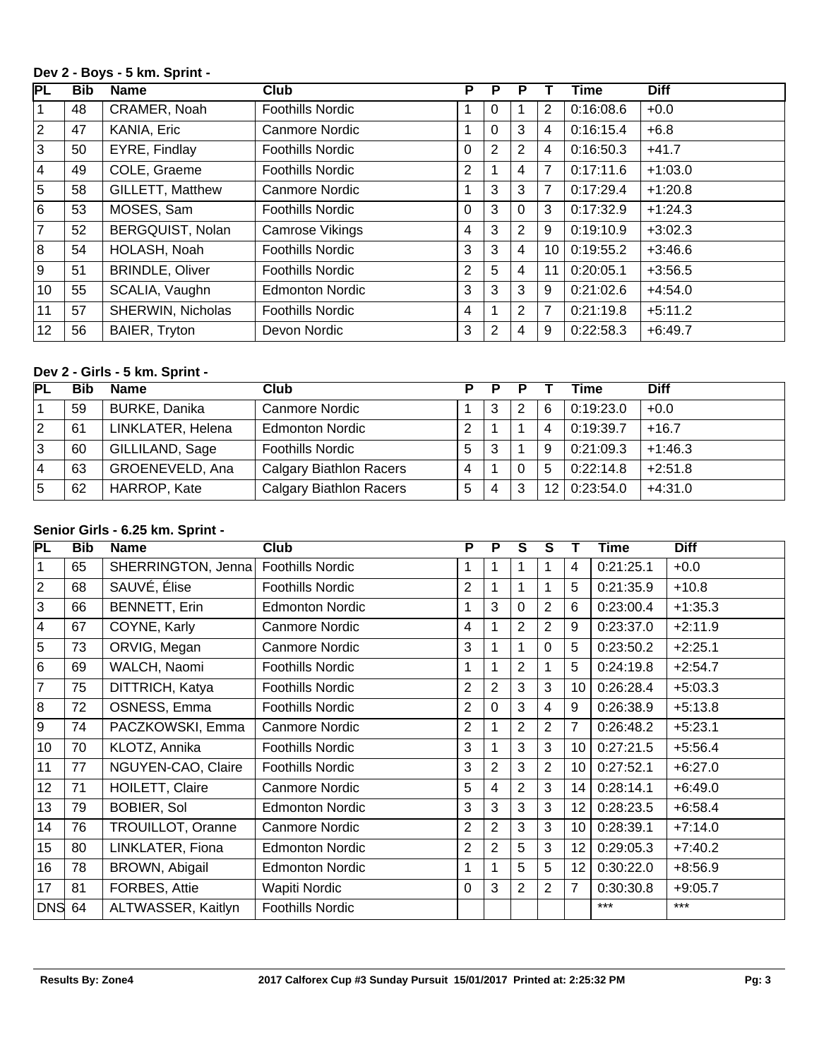### Dev 2 - Boys - 5 km. Sprint -

| PL | Bib | Name | Club | P | P | P | T | Time | Diff |
|---|---|---|---|---|---|---|---|---|---|
| 1 | 48 | CRAMER, Noah | Foothills Nordic | 1 | 0 | 1 | 2 | 0:16:08.6 | +0.0 |
| 2 | 47 | KANIA, Eric | Canmore Nordic | 1 | 0 | 3 | 4 | 0:16:15.4 | +6.8 |
| 3 | 50 | EYRE, Findlay | Foothills Nordic | 0 | 2 | 2 | 4 | 0:16:50.3 | +41.7 |
| 4 | 49 | COLE, Graeme | Foothills Nordic | 2 | 1 | 4 | 7 | 0:17:11.6 | +1:03.0 |
| 5 | 58 | GILLETT, Matthew | Canmore Nordic | 1 | 3 | 3 | 7 | 0:17:29.4 | +1:20.8 |
| 6 | 53 | MOSES, Sam | Foothills Nordic | 0 | 3 | 0 | 3 | 0:17:32.9 | +1:24.3 |
| 7 | 52 | BERGQUIST, Nolan | Camrose Vikings | 4 | 3 | 2 | 9 | 0:19:10.9 | +3:02.3 |
| 8 | 54 | HOLASH, Noah | Foothills Nordic | 3 | 3 | 4 | 10 | 0:19:55.2 | +3:46.6 |
| 9 | 51 | BRINDLE, Oliver | Foothills Nordic | 2 | 5 | 4 | 11 | 0:20:05.1 | +3:56.5 |
| 10 | 55 | SCALIA, Vaughn | Edmonton Nordic | 3 | 3 | 3 | 9 | 0:21:02.6 | +4:54.0 |
| 11 | 57 | SHERWIN, Nicholas | Foothills Nordic | 4 | 1 | 2 | 7 | 0:21:19.8 | +5:11.2 |
| 12 | 56 | BAIER, Tryton | Devon Nordic | 3 | 2 | 4 | 9 | 0:22:58.3 | +6:49.7 |

### Dev 2 - Girls - 5 km. Sprint -

| PL | Bib | Name | Club | P | P | P | T | Time | Diff |
|---|---|---|---|---|---|---|---|---|---|
| 1 | 59 | BURKE, Danika | Canmore Nordic | 1 | 3 | 2 | 6 | 0:19:23.0 | +0.0 |
| 2 | 61 | LINKLATER, Helena | Edmonton Nordic | 2 | 1 | 1 | 4 | 0:19:39.7 | +16.7 |
| 3 | 60 | GILLILAND, Sage | Foothills Nordic | 5 | 3 | 1 | 9 | 0:21:09.3 | +1:46.3 |
| 4 | 63 | GROENEVELD, Ana | Calgary Biathlon Racers | 4 | 1 | 0 | 5 | 0:22:14.8 | +2:51.8 |
| 5 | 62 | HARROP, Kate | Calgary Biathlon Racers | 5 | 4 | 3 | 12 | 0:23:54.0 | +4:31.0 |

### Senior Girls - 6.25 km. Sprint -

| PL | Bib | Name | Club | P | P | S | S | T | Time | Diff |
|---|---|---|---|---|---|---|---|---|---|---|
| 1 | 65 | SHERRINGTON, Jenna | Foothills Nordic | 1 | 1 | 1 | 1 | 4 | 0:21:25.1 | +0.0 |
| 2 | 68 | SAUVÉ, Élise | Foothills Nordic | 2 | 1 | 1 | 1 | 5 | 0:21:35.9 | +10.8 |
| 3 | 66 | BENNETT, Erin | Edmonton Nordic | 1 | 3 | 0 | 2 | 6 | 0:23:00.4 | +1:35.3 |
| 4 | 67 | COYNE, Karly | Canmore Nordic | 4 | 1 | 2 | 2 | 9 | 0:23:37.0 | +2:11.9 |
| 5 | 73 | ORVIG, Megan | Canmore Nordic | 3 | 1 | 1 | 0 | 5 | 0:23:50.2 | +2:25.1 |
| 6 | 69 | WALCH, Naomi | Foothills Nordic | 1 | 1 | 2 | 1 | 5 | 0:24:19.8 | +2:54.7 |
| 7 | 75 | DITTRICH, Katya | Foothills Nordic | 2 | 2 | 3 | 3 | 10 | 0:26:28.4 | +5:03.3 |
| 8 | 72 | OSNESS, Emma | Foothills Nordic | 2 | 0 | 3 | 4 | 9 | 0:26:38.9 | +5:13.8 |
| 9 | 74 | PACZKOWSKI, Emma | Canmore Nordic | 2 | 1 | 2 | 2 | 7 | 0:26:48.2 | +5:23.1 |
| 10 | 70 | KLOTZ, Annika | Foothills Nordic | 3 | 1 | 3 | 3 | 10 | 0:27:21.5 | +5:56.4 |
| 11 | 77 | NGUYEN-CAO, Claire | Foothills Nordic | 3 | 2 | 3 | 2 | 10 | 0:27:52.1 | +6:27.0 |
| 12 | 71 | HOILETT, Claire | Canmore Nordic | 5 | 4 | 2 | 3 | 14 | 0:28:14.1 | +6:49.0 |
| 13 | 79 | BOBIER, Sol | Edmonton Nordic | 3 | 3 | 3 | 3 | 12 | 0:28:23.5 | +6:58.4 |
| 14 | 76 | TROUILLOT, Oranne | Canmore Nordic | 2 | 2 | 3 | 3 | 10 | 0:28:39.1 | +7:14.0 |
| 15 | 80 | LINKLATER, Fiona | Edmonton Nordic | 2 | 2 | 5 | 3 | 12 | 0:29:05.3 | +7:40.2 |
| 16 | 78 | BROWN, Abigail | Edmonton Nordic | 1 | 1 | 5 | 5 | 12 | 0:30:22.0 | +8:56.9 |
| 17 | 81 | FORBES, Attie | Wapiti Nordic | 0 | 3 | 2 | 2 | 7 | 0:30:30.8 | +9:05.7 |
| DNS | 64 | ALTWASSER, Kaitlyn | Foothills Nordic | | | | | | *** | *** |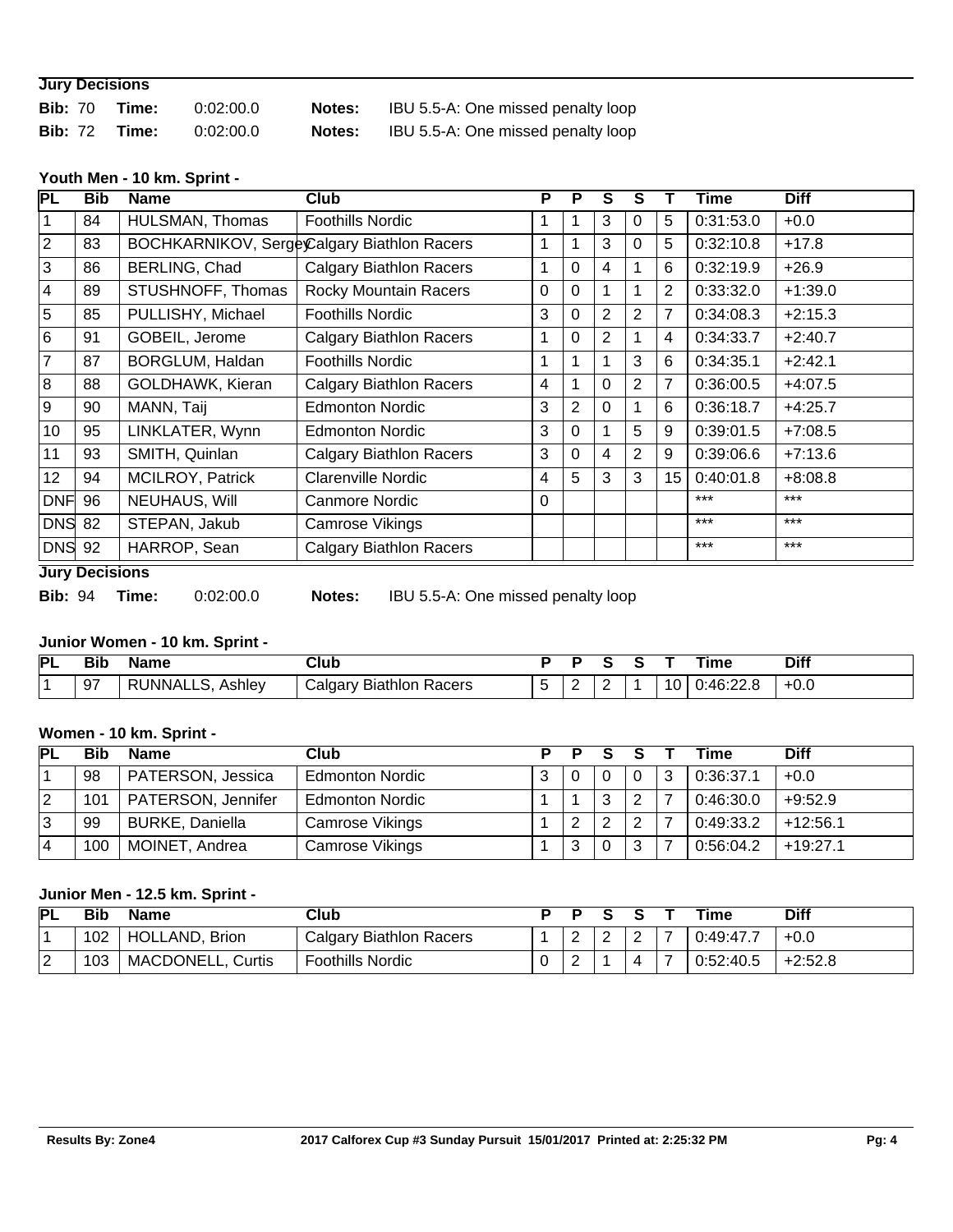### Jury Decisions

**Bib:** 70 **Time:** 0:02:00.0 **Notes:** IBU 5.5-A: One missed penalty loop

**Bib:** 72 **Time:** 0:02:00.0 **Notes:** IBU 5.5-A: One missed penalty loop

### Youth Men - 10 km. Sprint -

| PL | Bib | Name | Club | P | P | S | S | T | Time | Diff |
|---|---|---|---|---|---|---|---|---|---|---|
| 1 | 84 | HULSMAN, Thomas | Foothills Nordic | 1 | 1 | 3 | 0 | 5 | 0:31:53.0 | +0.0 |
| 2 | 83 | BOCHKARNIKOV, Sergey | Calgary Biathlon Racers | 1 | 1 | 3 | 0 | 5 | 0:32:10.8 | +17.8 |
| 3 | 86 | BERLING, Chad | Calgary Biathlon Racers | 1 | 0 | 4 | 1 | 6 | 0:32:19.9 | +26.9 |
| 4 | 89 | STUSHNOFF, Thomas | Rocky Mountain Racers | 0 | 0 | 1 | 1 | 2 | 0:33:32.0 | +1:39.0 |
| 5 | 85 | PULLISHY, Michael | Foothills Nordic | 3 | 0 | 2 | 2 | 7 | 0:34:08.3 | +2:15.3 |
| 6 | 91 | GOBEIL, Jerome | Calgary Biathlon Racers | 1 | 0 | 2 | 1 | 4 | 0:34:33.7 | +2:40.7 |
| 7 | 87 | BORGLUM, Haldan | Foothills Nordic | 1 | 1 | 1 | 3 | 6 | 0:34:35.1 | +2:42.1 |
| 8 | 88 | GOLDHAWK, Kieran | Calgary Biathlon Racers | 4 | 1 | 0 | 2 | 7 | 0:36:00.5 | +4:07.5 |
| 9 | 90 | MANN, Taij | Edmonton Nordic | 3 | 2 | 0 | 1 | 6 | 0:36:18.7 | +4:25.7 |
| 10 | 95 | LINKLATER, Wynn | Edmonton Nordic | 3 | 0 | 1 | 5 | 9 | 0:39:01.5 | +7:08.5 |
| 11 | 93 | SMITH, Quinlan | Calgary Biathlon Racers | 3 | 0 | 4 | 2 | 9 | 0:39:06.6 | +7:13.6 |
| 12 | 94 | MCILROY, Patrick | Clarenville Nordic | 4 | 5 | 3 | 3 | 15 | 0:40:01.8 | +8:08.8 |
| DNF | 96 | NEUHAUS, Will | Canmore Nordic | 0 | | | | | *** | *** |
| DNS | 82 | STEPAN, Jakub | Camrose Vikings | | | | | | *** | *** |
| DNS | 92 | HARROP, Sean | Calgary Biathlon Racers | | | | | | *** | *** |

### Jury Decisions

**Bib:** 94 **Time:** 0:02:00.0 **Notes:** IBU 5.5-A: One missed penalty loop

### Junior Women - 10 km. Sprint -

| PL | Bib | Name | Club | P | P | S | S | T | Time | Diff |
|---|---|---|---|---|---|---|---|---|---|---|
| 1 | 97 | RUNNALLS, Ashley | Calgary Biathlon Racers | 5 | 2 | 2 | 1 | 10 | 0:46:22.8 | +0.0 |

### Women - 10 km. Sprint -

| PL | Bib | Name | Club | P | P | S | S | T | Time | Diff |
|---|---|---|---|---|---|---|---|---|---|---|
| 1 | 98 | PATERSON, Jessica | Edmonton Nordic | 3 | 0 | 0 | 0 | 3 | 0:36:37.1 | +0.0 |
| 2 | 101 | PATERSON, Jennifer | Edmonton Nordic | 1 | 1 | 3 | 2 | 7 | 0:46:30.0 | +9:52.9 |
| 3 | 99 | BURKE, Daniella | Camrose Vikings | 1 | 2 | 2 | 2 | 7 | 0:49:33.2 | +12:56.1 |
| 4 | 100 | MOINET, Andrea | Camrose Vikings | 1 | 3 | 0 | 3 | 7 | 0:56:04.2 | +19:27.1 |

### Junior Men - 12.5 km. Sprint -

| PL | Bib | Name | Club | P | P | S | S | T | Time | Diff |
|---|---|---|---|---|---|---|---|---|---|---|
| 1 | 102 | HOLLAND, Brion | Calgary Biathlon Racers | 1 | 2 | 2 | 2 | 7 | 0:49:47.7 | +0.0 |
| 2 | 103 | MACDONELL, Curtis | Foothills Nordic | 0 | 2 | 1 | 4 | 7 | 0:52:40.5 | +2:52.8 |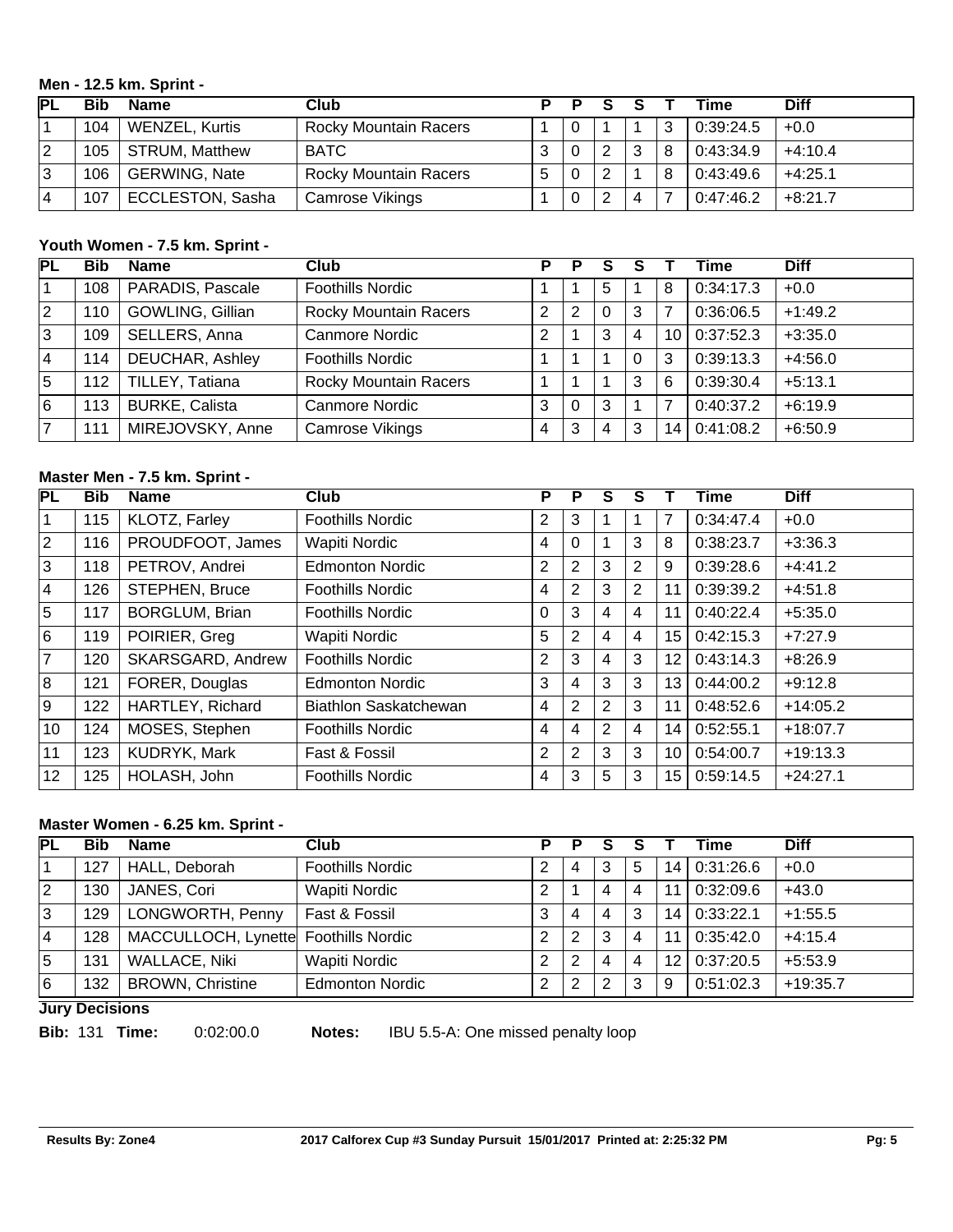### Men - 12.5 km. Sprint -

| PL | Bib | Name | Club | P | P | S | S | T | Time | Diff |
|---|---|---|---|---|---|---|---|---|---|---|
| 1 | 104 | WENZEL, Kurtis | Rocky Mountain Racers | 1 | 0 | 1 | 1 | 3 | 0:39:24.5 | +0.0 |
| 2 | 105 | STRUM, Matthew | BATC | 3 | 0 | 2 | 3 | 8 | 0:43:34.9 | +4:10.4 |
| 3 | 106 | GERWING, Nate | Rocky Mountain Racers | 5 | 0 | 2 | 1 | 8 | 0:43:49.6 | +4:25.1 |
| 4 | 107 | ECCLESTON, Sasha | Camrose Vikings | 1 | 0 | 2 | 4 | 7 | 0:47:46.2 | +8:21.7 |

### Youth Women - 7.5 km. Sprint -

| PL | Bib | Name | Club | P | P | S | S | T | Time | Diff |
|---|---|---|---|---|---|---|---|---|---|---|
| 1 | 108 | PARADIS, Pascale | Foothills Nordic | 1 | 1 | 5 | 1 | 8 | 0:34:17.3 | +0.0 |
| 2 | 110 | GOWLING, Gillian | Rocky Mountain Racers | 2 | 2 | 0 | 3 | 7 | 0:36:06.5 | +1:49.2 |
| 3 | 109 | SELLERS, Anna | Canmore Nordic | 2 | 1 | 3 | 4 | 10 | 0:37:52.3 | +3:35.0 |
| 4 | 114 | DEUCHAR, Ashley | Foothills Nordic | 1 | 1 | 1 | 0 | 3 | 0:39:13.3 | +4:56.0 |
| 5 | 112 | TILLEY, Tatiana | Rocky Mountain Racers | 1 | 1 | 1 | 3 | 6 | 0:39:30.4 | +5:13.1 |
| 6 | 113 | BURKE, Calista | Canmore Nordic | 3 | 0 | 3 | 1 | 7 | 0:40:37.2 | +6:19.9 |
| 7 | 111 | MIREJOVSKY, Anne | Camrose Vikings | 4 | 3 | 4 | 3 | 14 | 0:41:08.2 | +6:50.9 |

### Master Men - 7.5 km. Sprint -

| PL | Bib | Name | Club | P | P | S | S | T | Time | Diff |
|---|---|---|---|---|---|---|---|---|---|---|
| 1 | 115 | KLOTZ, Farley | Foothills Nordic | 2 | 3 | 1 | 1 | 7 | 0:34:47.4 | +0.0 |
| 2 | 116 | PROUDFOOT, James | Wapiti Nordic | 4 | 0 | 1 | 3 | 8 | 0:38:23.7 | +3:36.3 |
| 3 | 118 | PETROV, Andrei | Edmonton Nordic | 2 | 2 | 3 | 2 | 9 | 0:39:28.6 | +4:41.2 |
| 4 | 126 | STEPHEN, Bruce | Foothills Nordic | 4 | 2 | 3 | 2 | 11 | 0:39:39.2 | +4:51.8 |
| 5 | 117 | BORGLUM, Brian | Foothills Nordic | 0 | 3 | 4 | 4 | 11 | 0:40:22.4 | +5:35.0 |
| 6 | 119 | POIRIER, Greg | Wapiti Nordic | 5 | 2 | 4 | 4 | 15 | 0:42:15.3 | +7:27.9 |
| 7 | 120 | SKARSGARD, Andrew | Foothills Nordic | 2 | 3 | 4 | 3 | 12 | 0:43:14.3 | +8:26.9 |
| 8 | 121 | FORER, Douglas | Edmonton Nordic | 3 | 4 | 3 | 3 | 13 | 0:44:00.2 | +9:12.8 |
| 9 | 122 | HARTLEY, Richard | Biathlon Saskatchewan | 4 | 2 | 2 | 3 | 11 | 0:48:52.6 | +14:05.2 |
| 10 | 124 | MOSES, Stephen | Foothills Nordic | 4 | 4 | 2 | 4 | 14 | 0:52:55.1 | +18:07.7 |
| 11 | 123 | KUDRYK, Mark | Fast & Fossil | 2 | 2 | 3 | 3 | 10 | 0:54:00.7 | +19:13.3 |
| 12 | 125 | HOLASH, John | Foothills Nordic | 4 | 3 | 5 | 3 | 15 | 0:59:14.5 | +24:27.1 |

### Master Women - 6.25 km. Sprint -

| PL | Bib | Name | Club | P | P | S | S | T | Time | Diff |
|---|---|---|---|---|---|---|---|---|---|---|
| 1 | 127 | HALL, Deborah | Foothills Nordic | 2 | 4 | 3 | 5 | 14 | 0:31:26.6 | +0.0 |
| 2 | 130 | JANES, Cori | Wapiti Nordic | 2 | 1 | 4 | 4 | 11 | 0:32:09.6 | +43.0 |
| 3 | 129 | LONGWORTH, Penny | Fast & Fossil | 3 | 4 | 4 | 3 | 14 | 0:33:22.1 | +1:55.5 |
| 4 | 128 | MACCULLOCH, Lynette | Foothills Nordic | 2 | 2 | 3 | 4 | 11 | 0:35:42.0 | +4:15.4 |
| 5 | 131 | WALLACE, Niki | Wapiti Nordic | 2 | 2 | 4 | 4 | 12 | 0:37:20.5 | +5:53.9 |
| 6 | 132 | BROWN, Christine | Edmonton Nordic | 2 | 2 | 2 | 3 | 9 | 0:51:02.3 | +19:35.7 |

**Jury Decisions**

**Bib:** 131 **Time:** 0:02:00.0 **Notes:** IBU 5.5-A: One missed penalty loop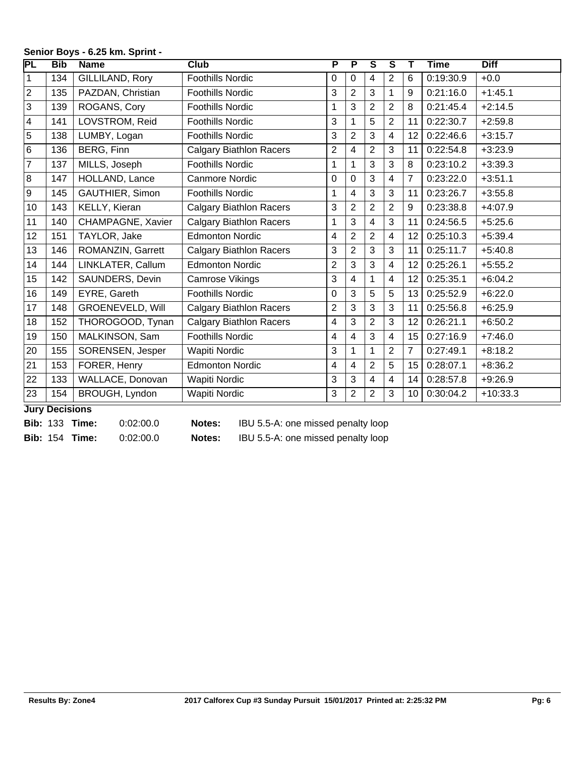**Senior Boys - 6.25 km. Sprint -**

| PL | Bib | Name | Club | P | P | S | S | T | Time | Diff |
|---|---|---|---|---|---|---|---|---|---|---|
| 1 | 134 | GILLILAND, Rory | Foothills Nordic | 0 | 0 | 4 | 2 | 6 | 0:19:30.9 | +0.0 |
| 2 | 135 | PAZDAN, Christian | Foothills Nordic | 3 | 2 | 3 | 1 | 9 | 0:21:16.0 | +1:45.1 |
| 3 | 139 | ROGANS, Cory | Foothills Nordic | 1 | 3 | 2 | 2 | 8 | 0:21:45.4 | +2:14.5 |
| 4 | 141 | LOVSTROM, Reid | Foothills Nordic | 3 | 1 | 5 | 2 | 11 | 0:22:30.7 | +2:59.8 |
| 5 | 138 | LUMBY, Logan | Foothills Nordic | 3 | 2 | 3 | 4 | 12 | 0:22:46.6 | +3:15.7 |
| 6 | 136 | BERG, Finn | Calgary Biathlon Racers | 2 | 4 | 2 | 3 | 11 | 0:22:54.8 | +3:23.9 |
| 7 | 137 | MILLS, Joseph | Foothills Nordic | 1 | 1 | 3 | 3 | 8 | 0:23:10.2 | +3:39.3 |
| 8 | 147 | HOLLAND, Lance | Canmore Nordic | 0 | 0 | 3 | 4 | 7 | 0:23:22.0 | +3:51.1 |
| 9 | 145 | GAUTHIER, Simon | Foothills Nordic | 1 | 4 | 3 | 3 | 11 | 0:23:26.7 | +3:55.8 |
| 10 | 143 | KELLY, Kieran | Calgary Biathlon Racers | 3 | 2 | 2 | 2 | 9 | 0:23:38.8 | +4:07.9 |
| 11 | 140 | CHAMPAGNE, Xavier | Calgary Biathlon Racers | 1 | 3 | 4 | 3 | 11 | 0:24:56.5 | +5:25.6 |
| 12 | 151 | TAYLOR, Jake | Edmonton Nordic | 4 | 2 | 2 | 4 | 12 | 0:25:10.3 | +5:39.4 |
| 13 | 146 | ROMANZIN, Garrett | Calgary Biathlon Racers | 3 | 2 | 3 | 3 | 11 | 0:25:11.7 | +5:40.8 |
| 14 | 144 | LINKLATER, Callum | Edmonton Nordic | 2 | 3 | 3 | 4 | 12 | 0:25:26.1 | +5:55.2 |
| 15 | 142 | SAUNDERS, Devin | Camrose Vikings | 3 | 4 | 1 | 4 | 12 | 0:25:35.1 | +6:04.2 |
| 16 | 149 | EYRE, Gareth | Foothills Nordic | 0 | 3 | 5 | 5 | 13 | 0:25:52.9 | +6:22.0 |
| 17 | 148 | GROENEVELD, Will | Calgary Biathlon Racers | 2 | 3 | 3 | 3 | 11 | 0:25:56.8 | +6:25.9 |
| 18 | 152 | THOROGOOD, Tynan | Calgary Biathlon Racers | 4 | 3 | 2 | 3 | 12 | 0:26:21.1 | +6:50.2 |
| 19 | 150 | MALKINSON, Sam | Foothills Nordic | 4 | 4 | 3 | 4 | 15 | 0:27:16.9 | +7:46.0 |
| 20 | 155 | SORENSEN, Jesper | Wapiti Nordic | 3 | 1 | 1 | 2 | 7 | 0:27:49.1 | +8:18.2 |
| 21 | 153 | FORER, Henry | Edmonton Nordic | 4 | 4 | 2 | 5 | 15 | 0:28:07.1 | +8:36.2 |
| 22 | 133 | WALLACE, Donovan | Wapiti Nordic | 3 | 3 | 4 | 4 | 14 | 0:28:57.8 | +9:26.9 |
| 23 | 154 | BROUGH, Lyndon | Wapiti Nordic | 3 | 2 | 2 | 3 | 10 | 0:30:04.2 | +10:33.3 |

**Jury Decisions**

**Bib:** 133 **Time:** 0:02:00.0 **Notes:** IBU 5.5-A: one missed penalty loop

**Bib:** 154 **Time:** 0:02:00.0 **Notes:** IBU 5.5-A: one missed penalty loop